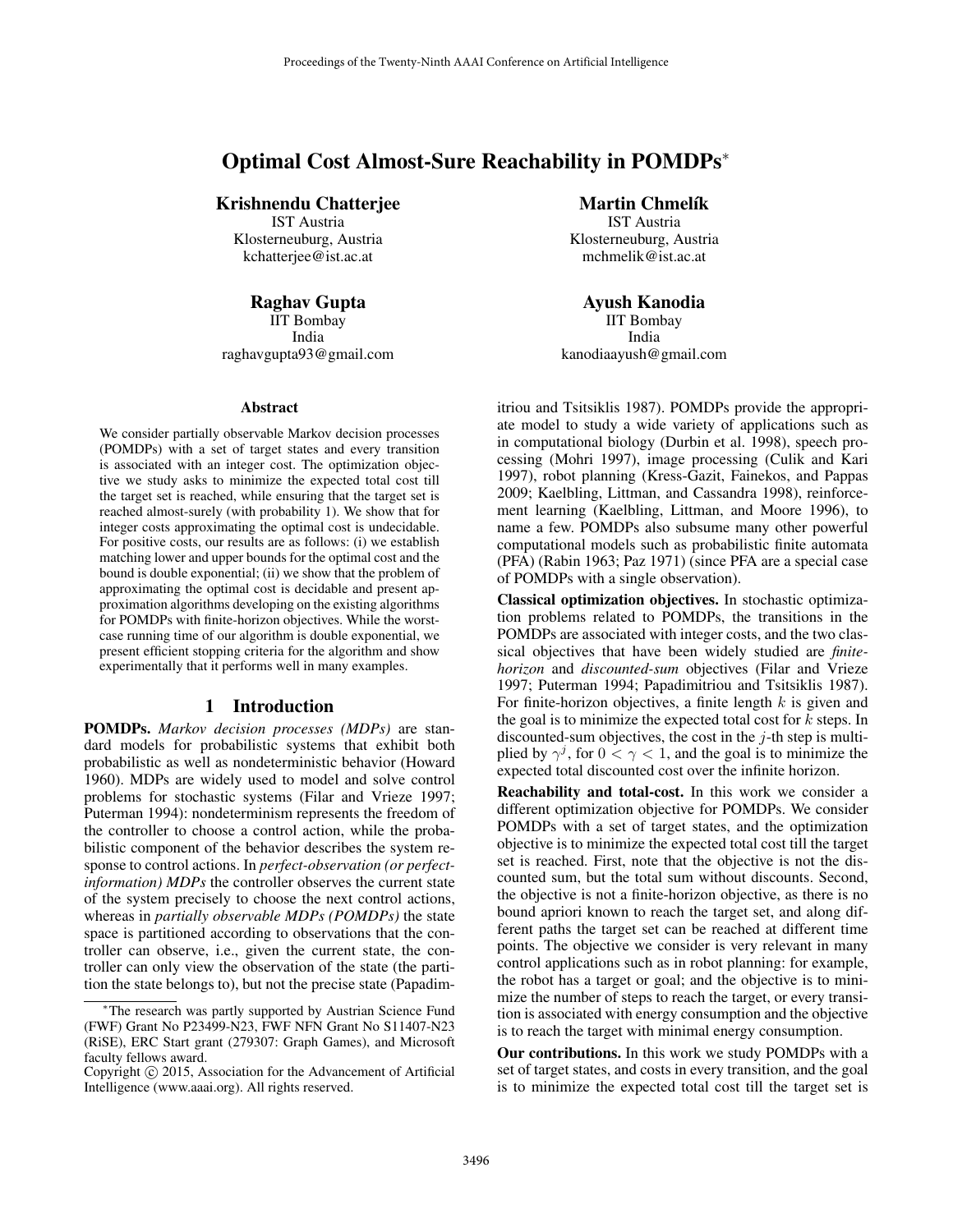# Optimal Cost Almost-Sure Reachability in POMDPs*

**Krishnendu Chatterjee**
IST Austria
Klosterneuburg, Austria
kchatterjee@ist.ac.at

**Martin Chmelík**
IST Austria
Klosterneuburg, Austria
mchmelik@ist.ac.at

**Raghav Gupta**
IIT Bombay
India
raghavgupta93@gmail.com

**Ayush Kanodia**
IIT Bombay
India
kanodiaayush@gmail.com

### Abstract

We consider partially observable Markov decision processes (POMDPs) with a set of target states and every transition is associated with an integer cost. The optimization objective we study asks to minimize the expected total cost till the target set is reached, while ensuring that the target set is reached almost-surely (with probability 1). We show that for integer costs approximating the optimal cost is undecidable. For positive costs, our results are as follows: (i) we establish matching lower and upper bounds for the optimal cost and the bound is double exponential; (ii) we show that the problem of approximating the optimal cost is decidable and present approximation algorithms developing on the existing algorithms for POMDPs with finite-horizon objectives. While the worst-case running time of our algorithm is double exponential, we present efficient stopping criteria for the algorithm and show experimentally that it performs well in many examples.

## 1 Introduction

**POMDPs.** *Markov decision processes (MDPs)* are standard models for probabilistic systems that exhibit both probabilistic as well as nondeterministic behavior (Howard 1960). MDPs are widely used to model and solve control problems for stochastic systems (Filar and Vrieze 1997; Puterman 1994): nondeterminism represents the freedom of the controller to choose a control action, while the probabilistic component of the behavior describes the system response to control actions. In *perfect-observation (or perfect-information) MDPs* the controller observes the current state of the system precisely to choose the next control actions, whereas in *partially observable MDPs (POMDPs)* the state space is partitioned according to observations that the controller can observe, i.e., given the current state, the controller can only view the observation of the state (the partition the state belongs to), but not the precise state (Papadimitriou and Tsitsiklis 1987). POMDPs provide the appropriate model to study a wide variety of applications such as in computational biology (Durbin et al. 1998), speech processing (Mohri 1997), image processing (Culik and Kari 1997), robot planning (Kress-Gazit, Fainekos, and Pappas 2009; Kaelbling, Littman, and Cassandra 1998), reinforcement learning (Kaelbling, Littman, and Moore 1996), to name a few. POMDPs also subsume many other powerful computational models such as probabilistic finite automata (PFA) (Rabin 1963; Paz 1971) (since PFA are a special case of POMDPs with a single observation).

**Classical optimization objectives.** In stochastic optimization problems related to POMDPs, the transitions in the POMDPs are associated with integer costs, and the two classical objectives that have been widely studied are *finite-horizon* and *discounted-sum* objectives (Filar and Vrieze 1997; Puterman 1994; Papadimitriou and Tsitsiklis 1987). For finite-horizon objectives, a finite length $k$ is given and the goal is to minimize the expected total cost for $k$ steps. In discounted-sum objectives, the cost in the $j$-th step is multiplied by $\gamma^j$, for $0 < \gamma < 1$, and the goal is to minimize the expected total discounted cost over the infinite horizon.

**Reachability and total-cost.** In this work we consider a different optimization objective for POMDPs. We consider POMDPs with a set of target states, and the optimization objective is to minimize the expected total cost till the target set is reached. First, note that the objective is not the discounted sum, but the total sum without discounts. Second, the objective is not a finite-horizon objective, as there is no bound apriori known to reach the target set, and along different paths the target set can be reached at different time points. The objective we consider is very relevant in many control applications such as in robot planning: for example, the robot has a target or goal; and the objective is to minimize the number of steps to reach the target, or every transition is associated with energy consumption and the objective is to reach the target with minimal energy consumption.

**Our contributions.** In this work we study POMDPs with a set of target states, and costs in every transition, and the goal is to minimize the expected total cost till the target set is

---

*The research was partly supported by Austrian Science Fund (FWF) Grant No P23499-N23, FWF NFN Grant No S11407-N23 (RiSE), ERC Start grant (279307: Graph Games), and Microsoft faculty fellows award.

Copyright © 2015, Association for the Advancement of Artificial Intelligence (www.aaai.org). All rights reserved.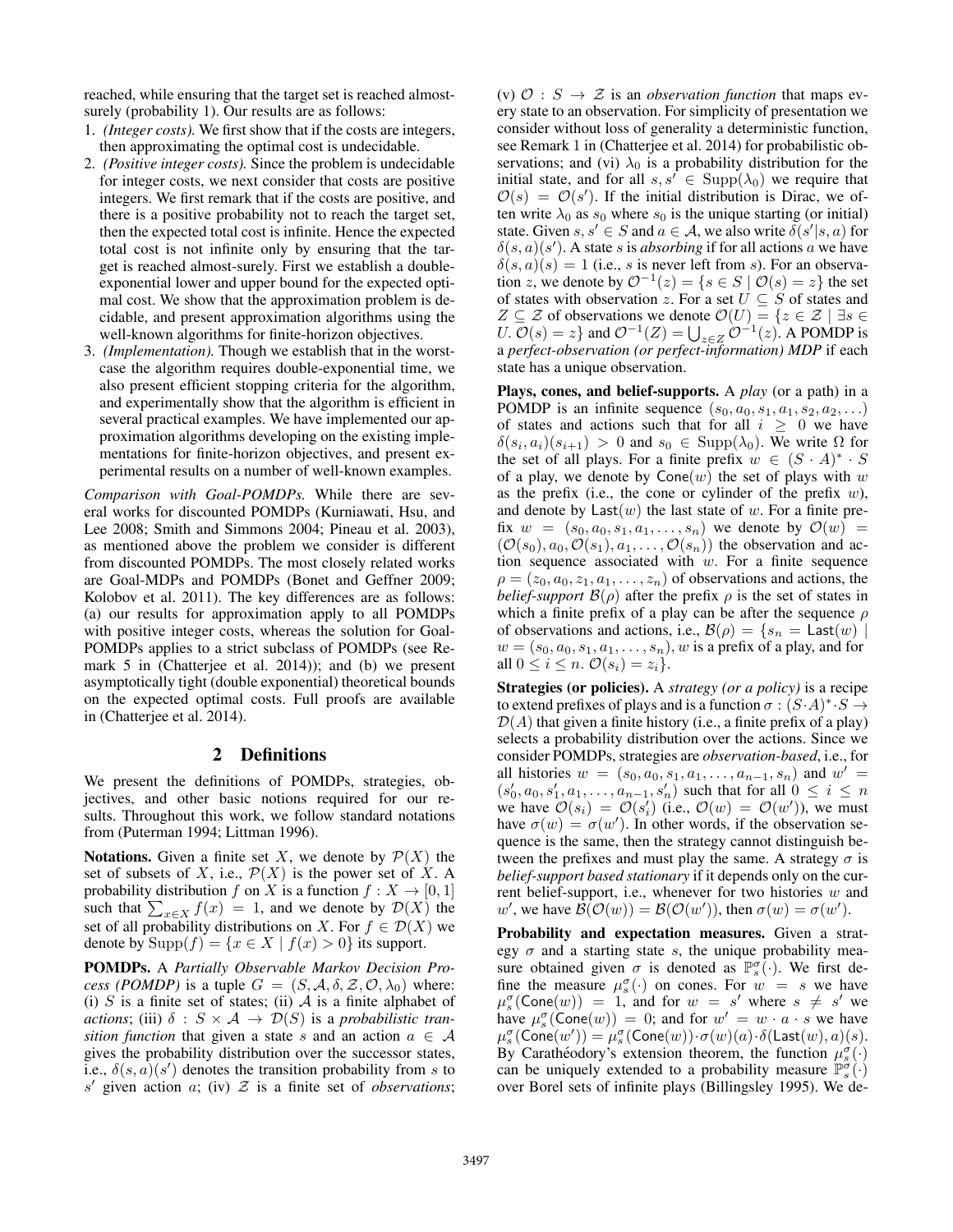reached, while ensuring that the target set is reached almost-surely (probability 1). Our results are as follows:

1. *(Integer costs).* We first show that if the costs are integers, then approximating the optimal cost is undecidable.
2. *(Positive integer costs).* Since the problem is undecidable for integer costs, we next consider that costs are positive integers. We first remark that if the costs are positive, and there is a positive probability not to reach the target set, then the expected total cost is infinite. Hence the expected total cost is not infinite only by ensuring that the target is reached almost-surely. First we establish a double-exponential lower and upper bound for the expected optimal cost. We show that the approximation problem is decidable, and present approximation algorithms using the well-known algorithms for finite-horizon objectives.
3. *(Implementation).* Though we establish that in the worst-case the algorithm requires double-exponential time, we also present efficient stopping criteria for the algorithm, and experimentally show that the algorithm is efficient in several practical examples. We have implemented our approximation algorithms developing on the existing implementations for finite-horizon objectives, and present experimental results on a number of well-known examples.

*Comparison with Goal-POMDPs.* While there are several works for discounted POMDPs (Kurniawati, Hsu, and Lee 2008; Smith and Simmons 2004; Pineau et al. 2003), as mentioned above the problem we consider is different from discounted POMDPs. The most closely related works are Goal-MDPs and POMDPs (Bonet and Geffner 2009; Kolobov et al. 2011). The key differences are as follows: (a) our results for approximation apply to all POMDPs with positive integer costs, whereas the solution for Goal-POMDPs applies to a strict subclass of POMDPs (see Remark 5 in (Chatterjee et al. 2014)); and (b) we present asymptotically tight (double exponential) theoretical bounds on the expected optimal costs. Full proofs are available in (Chatterjee et al. 2014).

## 2 Definitions

We present the definitions of POMDPs, strategies, objectives, and other basic notions required for our results. Throughout this work, we follow standard notations from (Puterman 1994; Littman 1996).

**Notations.** Given a finite set $X$, we denote by $\mathcal{P}(X)$ the set of subsets of $X$, i.e., $\mathcal{P}(X)$ is the power set of $X$. A probability distribution $f$ on $X$ is a function $f : X \to [0, 1]$ such that $\sum_{x \in X} f(x) = 1$, and we denote by $\mathcal{D}(X)$ the set of all probability distributions on $X$. For $f \in \mathcal{D}(X)$ we denote by $\mathrm{Supp}(f) = \{x \in X \mid f(x) > 0\}$ its support.

**POMDPs.** A *Partially Observable Markov Decision Process (POMDP)* is a tuple $G = (S, \mathcal{A}, \delta, \mathcal{Z}, \mathcal{O}, \lambda_0)$ where: (i) $S$ is a finite set of states; (ii) $\mathcal{A}$ is a finite alphabet of *actions*; (iii) $\delta : S \times \mathcal{A} \to \mathcal{D}(S)$ is a *probabilistic transition function* that given a state $s$ and an action $a \in \mathcal{A}$ gives the probability distribution over the successor states, i.e., $\delta(s, a)(s')$ denotes the transition probability from $s$ to $s'$ given action $a$; (iv) $\mathcal{Z}$ is a finite set of *observations*; (v) $\mathcal{O} : S \to \mathcal{Z}$ is an *observation function* that maps every state to an observation. For simplicity of presentation we consider without loss of generality a deterministic function, see Remark 1 in (Chatterjee et al. 2014) for probabilistic observations; and (vi) $\lambda_0$ is a probability distribution for the initial state, and for all $s, s' \in \mathrm{Supp}(\lambda_0)$ we require that $\mathcal{O}(s) = \mathcal{O}(s')$. If the initial distribution Dirac, we often write $\lambda_0$ as $s_0$ where $s_0$ is the unique starting (or initial) state. Given $s, s' \in S$ and $a \in \mathcal{A}$, we also write $\delta(s'|s, a)$ for $\delta(s, a)(s')$. A state $s$ is *absorbing* if for all actions $a$ we have $\delta(s, a)(s) = 1$ (i.e., $s$ is never left from $s$). For an observation $z$, we denote by $\mathcal{O}^{-1}(z) = \{s \in S \mid \mathcal{O}(s) = z\}$ the set of states with observation $z$. For a set $U \subseteq S$ of states and $Z \subseteq \mathcal{Z}$ of observations we denote $\mathcal{O}(U) = \{z \in \mathcal{Z} \mid \exists s \in U.\ \mathcal{O}(s) = z\}$ and $\mathcal{O}^{-1}(Z) = \bigcup_{z \in Z} \mathcal{O}^{-1}(z)$. A POMDP is a *perfect-observation (or perfect-information) MDP* if each state has a unique observation.

**Plays, cones, and belief-supports.** A *play* (or a path) in a POMDP is an infinite sequence $(s_0, a_0, s_1, a_1, s_2, a_2, \ldots)$ of states and actions such that for all $i \geq 0$ we have $\delta(s_i, a_i)(s_{i+1}) > 0$ and $s_0 \in \mathrm{Supp}(\lambda_0)$. We write $\Omega$ for the set of all plays. For a finite prefix $w \in (S \cdot A)^* \cdot S$ of a play, we denote by $\mathsf{Cone}(w)$ the set of plays with $w$ as the prefix (i.e., the cone or cylinder of the prefix $w$), and denote by $\mathsf{Last}(w)$ the last state of $w$. For a finite prefix $w = (s_0, a_0, s_1, a_1, \ldots, s_n)$ we denote by $\mathcal{O}(w) = (\mathcal{O}(s_0), a_0, \mathcal{O}(s_1), a_1, \ldots, \mathcal{O}(s_n))$ the observation and action sequence associated with $w$. For a finite sequence $\rho = (z_0, a_0, z_1, a_1, \ldots, z_n)$ of observations and actions, the *belief-support* $\mathcal{B}(\rho)$ after the prefix $\rho$ is the set of states in which a finite prefix of a play can be after the sequence $\rho$ of observations and actions, i.e., $\mathcal{B}(\rho) = \{s_n = \mathsf{Last}(w) \mid w = (s_0, a_0, s_1, a_1, \ldots, s_n), w$ is a prefix of a play, and for all $0 \leq i \leq n.\ \mathcal{O}(s_i) = z_i\}$.

**Strategies (or policies).** A *strategy (or a policy)* is a recipe to extend prefixes of plays and is a function $\sigma : (S \cdot A)^* \cdot S \to \mathcal{D}(A)$ that given a finite history (i.e., a finite prefix of a play) selects a probability distribution over the actions. Since we consider POMDPs, strategies are *observation-based*, i.e., for all histories $w = (s_0, a_0, s_1, a_1, \ldots, a_{n-1}, s_n)$ and $w' = (s'_0, a_0, s'_1, a_1, \ldots, a_{n-1}, s'_n)$ such that for all $0 \leq i \leq n$ we have $\mathcal{O}(s_i) = \mathcal{O}(s'_i)$ (i.e., $\mathcal{O}(w) = \mathcal{O}(w')$), we must have $\sigma(w) = \sigma(w')$. In other words, if the observation sequence is the same, then the strategy cannot distinguish between the prefixes and must play the same. A strategy $\sigma$ is *belief-support based stationary* if it depends only on the current belief-support, i.e., whenever for two histories $w$ and $w'$, we have $\mathcal{B}(\mathcal{O}(w)) = \mathcal{B}(\mathcal{O}(w'))$, then $\sigma(w) = \sigma(w')$.

**Probability and expectation measures.** Given a strategy $\sigma$ and a starting state $s$, the unique probability measure obtained given $\sigma$ is denoted as $\mathbb{P}_s^{\sigma}(\cdot)$. We first define the measure $\mu_s^{\sigma}(\cdot)$ on cones. For $w = s$ we have $\mu_s^{\sigma}(\mathsf{Cone}(w)) = 1$, and for $w = s'$ where $s \neq s'$ we have $\mu_s^{\sigma}(\mathsf{Cone}(w)) = 0$; and for $w' = w \cdot a \cdot s$ we have $\mu_s^{\sigma}(\mathsf{Cone}(w')) = \mu_s^{\sigma}(\mathsf{Cone}(w)) \cdot \sigma(w)(a) \cdot \delta(\mathsf{Last}(w), a)(s)$. By Carathéodory's extension theorem, the function $\mu_s^{\sigma}(\cdot)$ can be uniquely extended to a probability measure $\mathbb{P}_s^{\sigma}(\cdot)$ over Borel sets of infinite plays (Billingsley 1995). We de-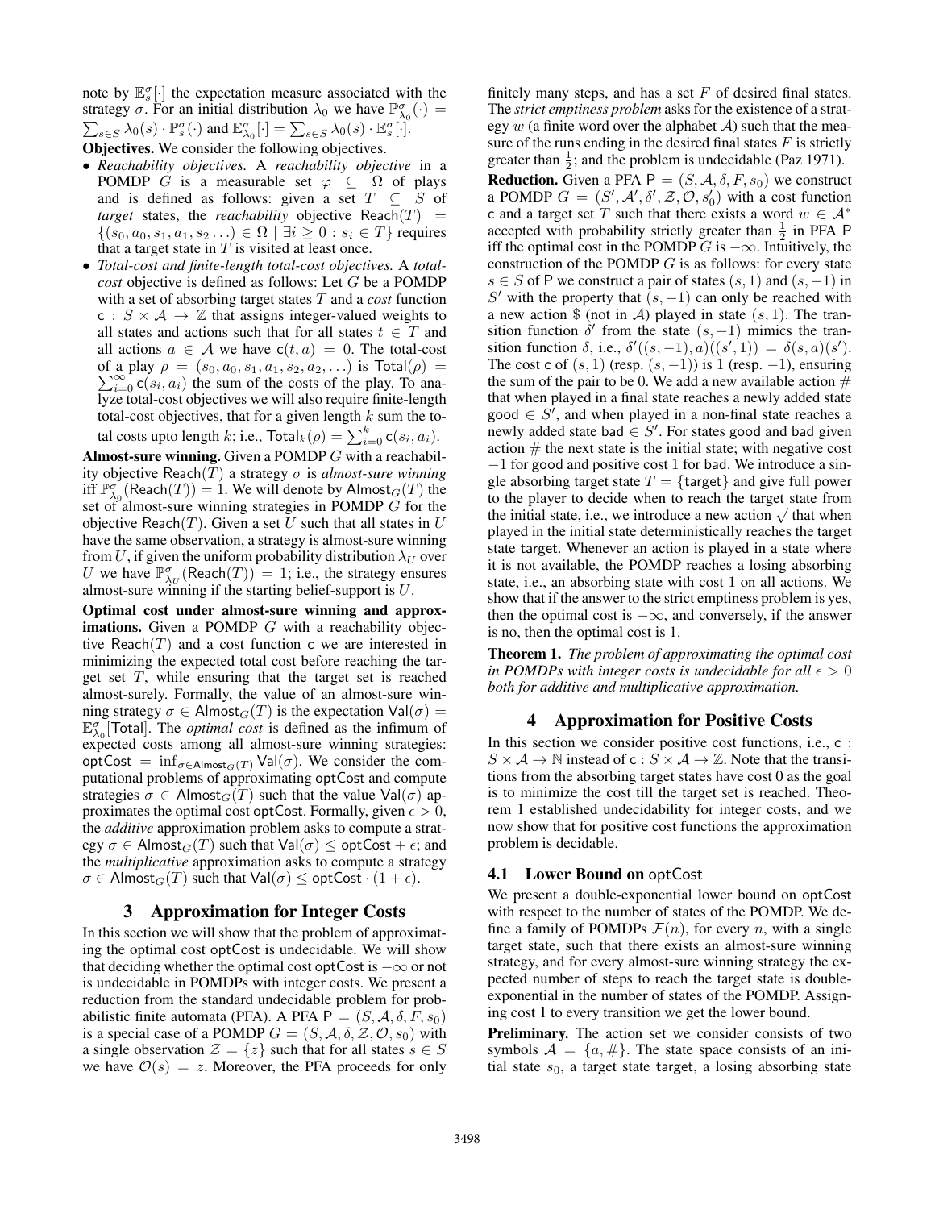note by $\mathbb{E}_s^\sigma[\cdot]$ the expectation measure associated with the strategy $\sigma$. For an initial distribution $\lambda_0$ we have $\mathbb{P}_{\lambda_0}^\sigma(\cdot) = \sum_{s \in S} \lambda_0(s) \cdot \mathbb{P}_s^\sigma(\cdot)$ and $\mathbb{E}_{\lambda_0}^\sigma[\cdot] = \sum_{s \in S} \lambda_0(s) \cdot \mathbb{E}_s^\sigma[\cdot]$.

**Objectives.** We consider the following objectives.

- *Reachability objectives.* A *reachability objective* in a POMDP $G$ is a measurable set $\varphi \subseteq \Omega$ of plays and is defined as follows: given a set $T \subseteq S$ of *target* states, the *reachability* objective $\mathsf{Reach}(T) = \{(s_0, a_0, s_1, a_1, s_2 \ldots) \in \Omega \mid \exists i \geq 0 : s_i \in T\}$ requires that a target state in $T$ is visited at least once.
- *Total-cost and finite-length total-cost objectives.* A *total-cost* objective is defined as follows: Let $G$ be a POMDP with a set of absorbing target states $T$ and a *cost* function $\mathsf{c} : S \times \mathcal{A} \to \mathbb{Z}$ that assigns integer-valued weights to all states and actions such that for all states $t \in T$ and all actions $a \in \mathcal{A}$ we have $\mathsf{c}(t, a) = 0$. The total-cost of a play $\rho = (s_0, a_0, s_1, a_1, s_2, a_2, \ldots)$ is $\mathsf{Total}(\rho) = \sum_{i=0}^{\infty} \mathsf{c}(s_i, a_i)$ the sum of the costs of the play. To analyze total-cost objectives we will also require finite-length total-cost objectives, that for a given length $k$ sum the total costs upto length $k$; i.e., $\mathsf{Total}_k(\rho) = \sum_{i=0}^{k} \mathsf{c}(s_i, a_i)$.

**Almost-sure winning.** Given a POMDP $G$ with a reachability objective $\mathsf{Reach}(T)$ a strategy $\sigma$ is *almost-sure winning* iff $\mathbb{P}_{\lambda_0}^\sigma(\mathsf{Reach}(T)) = 1$. We will denote by $\mathsf{Almost}_G(T)$ the set of almost-sure winning strategies in POMDP $G$ for the objective $\mathsf{Reach}(T)$. Given a set $U$ such that all states in $U$ have the same observation, a strategy is almost-sure winning from $U$, if given the uniform probability distribution $\lambda_U$ over $U$ we have $\mathbb{P}_{\lambda_U}^\sigma(\mathsf{Reach}(T)) = 1$; i.e., the strategy ensures almost-sure winning if the starting belief-support is $U$.

**Optimal cost under almost-sure winning and approximations.** Given a POMDP $G$ with a reachability objective $\mathsf{Reach}(T)$ and a cost function $\mathsf{c}$ we are interested in minimizing the expected total cost before reaching the target set $T$, while ensuring that the target set is reached almost-surely. Formally, the value of an almost-sure winning strategy $\sigma \in \mathsf{Almost}_G(T)$ is the expectation $\mathsf{Val}(\sigma) = \mathbb{E}_{\lambda_0}^\sigma[\mathsf{Total}]$. The *optimal cost* is defined as the infimum of expected costs among all almost-sure winning strategies: $\mathsf{optCost} = \inf_{\sigma \in \mathsf{Almost}_G(T)} \mathsf{Val}(\sigma)$. We consider the computational problems of approximating $\mathsf{optCost}$ and compute strategies $\sigma \in \mathsf{Almost}_G(T)$ such that the value $\mathsf{Val}(\sigma)$ approximates the optimal cost $\mathsf{optCost}$. Formally, given $\epsilon > 0$, the *additive* approximation problem asks to compute a strategy $\sigma \in \mathsf{Almost}_G(T)$ such that $\mathsf{Val}(\sigma) \leq \mathsf{optCost} + \epsilon$; and the *multiplicative* approximation asks to compute a strategy $\sigma \in \mathsf{Almost}_G(T)$ such that $\mathsf{Val}(\sigma) \leq \mathsf{optCost} \cdot (1 + \epsilon)$.

## 3 Approximation for Integer Costs

In this section we will show that the problem of approximating the optimal cost $\mathsf{optCost}$ is undecidable. We will show that deciding whether the optimal cost $\mathsf{optCost}$ is $-\infty$ or not is undecidable in POMDPs with integer costs. We present a reduction from the standard undecidable problem for probabilistic finite automata (PFA). A PFA $\mathsf{P} = (S, \mathcal{A}, \delta, F, s_0)$ is a special case of a POMDP $G = (S, \mathcal{A}, \delta, \mathcal{Z}, \mathcal{O}, s_0)$ with a single observation $\mathcal{Z} = \{z\}$ such that for all states $s \in S$ we have $\mathcal{O}(s) = z$. Moreover, the PFA proceeds for only finitely many steps, and has a set $F$ of desired final states. The *strict emptiness problem* asks for the existence of a strategy $w$ (a finite word over the alphabet $\mathcal{A}$) such that the measure of the runs ending in the desired final states $F$ is strictly greater than $\frac{1}{2}$; and the problem is undecidable (Paz 1971).

**Reduction.** Given a PFA $\mathsf{P} = (S, \mathcal{A}, \delta, F, s_0)$ we construct a POMDP $G = (S', \mathcal{A}', \delta', \mathcal{Z}, \mathcal{O}, s_0')$ with a cost function $\mathsf{c}$ and a target set $T$ such that there exists a word $w \in \mathcal{A}^*$ accepted with probability strictly greater than $\frac{1}{2}$ in PFA $\mathsf{P}$ iff the optimal cost in the POMDP $G$ is $-\infty$. Intuitively, the construction of the POMDP $G$ is as follows: for every state $s \in S$ of $\mathsf{P}$ we construct a pair of states $(s, 1)$ and $(s, -1)$ in $S'$ with the property that $(s, -1)$ can only be reached with a new action \$ (not in $\mathcal{A}$) played in state $(s, 1)$. The transition function $\delta'$ from the state $(s, -1)$ mimics the transition function $\delta$, i.e., $\delta'((s, -1), a)((s', 1)) = \delta(s, a)(s')$. The cost $\mathsf{c}$ of $(s, 1)$ (resp. $(s, -1)$) is 1 (resp. $-1$), ensuring the sum of the pair to be 0. We add a new available action # that when played in a final state reaches a newly added state $\mathsf{good} \in S'$, and when played in a non-final state reaches a newly added state $\mathsf{bad} \in S'$. For states $\mathsf{good}$ and $\mathsf{bad}$ given action # the next state is the initial state; with negative cost $-1$ for $\mathsf{good}$ and positive cost 1 for $\mathsf{bad}$. We introduce a single absorbing target state $T = \{\mathsf{target}\}$ and give full power to the player to decide when to reach the target state from the initial state, i.e., we introduce a new action $\surd$ that when played in the initial state deterministically reaches the target state $\mathsf{target}$. Whenever an action is played in a state where it is not available, the POMDP reaches a losing absorbing state, i.e., an absorbing state with cost 1 on all actions. We show that if the answer to the strict emptiness problem is yes, then the optimal cost is $-\infty$, and conversely, if the answer is no, then the optimal cost is 1.

**Theorem 1.** *The problem of approximating the optimal cost in POMDPs with integer costs is undecidable for all $\epsilon > 0$ both for additive and multiplicative approximation.*

## 4 Approximation for Positive Costs

In this section we consider positive cost functions, i.e., $\mathsf{c} : S \times \mathcal{A} \to \mathbb{N}$ instead of $\mathsf{c} : S \times \mathcal{A} \to \mathbb{Z}$. Note that the transitions from the absorbing target states have cost 0 as the goal is to minimize the cost till the target set is reached. Theorem 1 established undecidability for integer costs, and we now show that for positive cost functions the approximation problem is decidable.

### 4.1 Lower Bound on optCost

We present a double-exponential lower bound on $\mathsf{optCost}$ with respect to the number of states of the POMDP. We define a family of POMDPs $\mathcal{F}(n)$, for every $n$, with a single target state, such that there exists an almost-sure winning strategy, and for every almost-sure winning strategy the expected number of steps to reach the target state is double-exponential in the number of states of the POMDP. Assigning cost 1 to every transition we get the lower bound.

**Preliminary.** The action set we consider consists of two symbols $\mathcal{A} = \{a, \#\}$. The state space consists of an initial state $s_0$, a target state $\mathsf{target}$, a losing absorbing state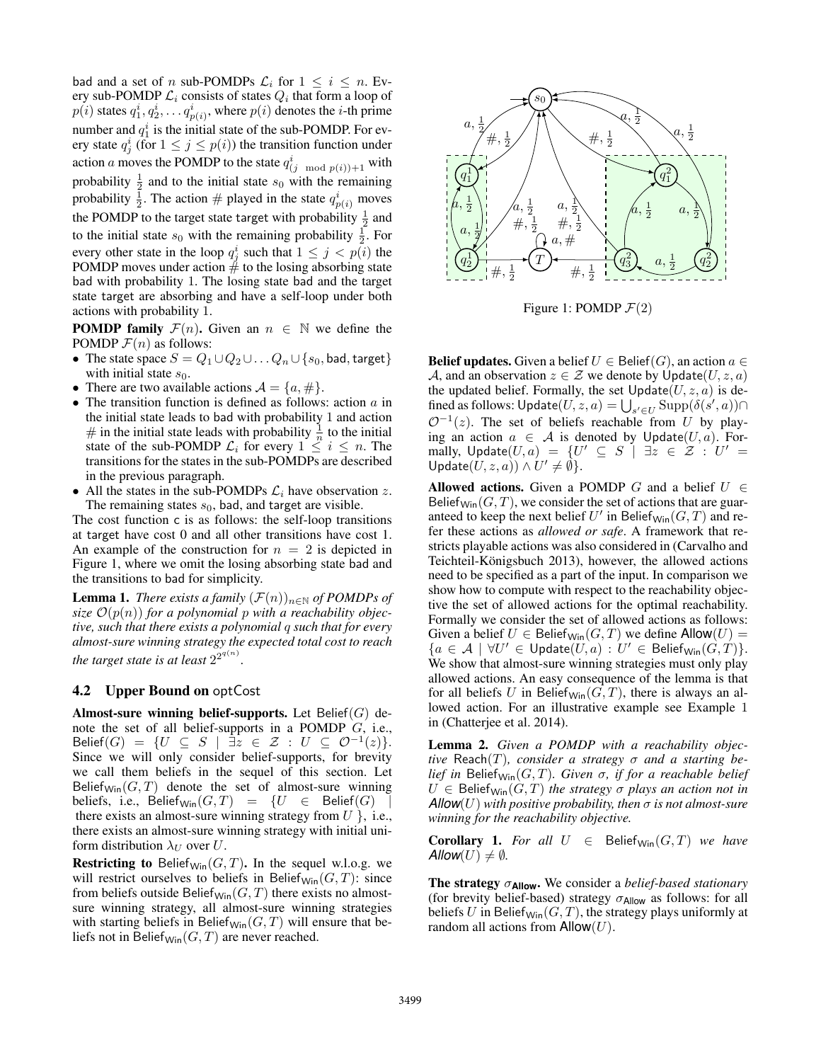bad and a set of $n$ sub-POMDPs $\mathcal{L}_i$ for $1 \leq i \leq n$. Every sub-POMDP $\mathcal{L}_i$ consists of states $Q_i$ that form a loop of $p(i)$ states $q_1^i, q_2^i, \ldots q_{p(i)}^i$, where $p(i)$ denotes the $i$-th prime number and $q_1^i$ is the initial state of the sub-POMDP. For every state $q_j^i$ (for $1 \leq j \leq p(i)$) the transition function under action $a$ moves the POMDP to the state $q^i_{(j \mod p(i))+1}$ with probability $\frac{1}{2}$ and to the initial state $s_0$ with the remaining probability $\frac{1}{2}$. The action # played in the state $q_{p(i)}^i$ moves the POMDP to the target state target with probability $\frac{1}{2}$ and to the initial state $s_0$ with the remaining probability $\frac{1}{2}$. For every other state in the loop $q_j^i$ such that $1 \leq j < p(i)$ the POMDP moves under action # to the losing absorbing state bad with probability 1. The losing state bad and the target state target are absorbing and have a self-loop under both actions with probability 1.

**POMDP family** $\mathcal{F}(n)$**.** Given an $n \in \mathbb{N}$ we define the POMDP $\mathcal{F}(n)$ as follows:

- The state space $S = Q_1 \cup Q_2 \cup \ldots Q_n \cup \{s_0, \mathsf{bad}, \mathsf{target}\}$ with initial state $s_0$.
- There are two available actions $\mathcal{A} = \{a, \#\}$.
- The transition function is defined as follows: action $a$ in the initial state leads to bad with probability 1 and action # in the initial state leads with probability $\frac{1}{n}$ to the initial state of the sub-POMDP $\mathcal{L}_i$ for every $1 \leq i \leq n$. The transitions for the states in the sub-POMDPs are described in the previous paragraph.
- All the states in the sub-POMDPs $\mathcal{L}_i$ have observation $z$. The remaining states $s_0$, bad, and target are visible.

The cost function c is as follows: the self-loop transitions at target have cost 0 and all other transitions have cost 1. An example of the construction for $n = 2$ is depicted in Figure 1, where we omit the losing absorbing state bad and the transitions to bad for simplicity.

**Lemma 1.** *There exists a family $(\mathcal{F}(n))_{n \in \mathbb{N}}$ of POMDPs of size $\mathcal{O}(p(n))$ for a polynomial $p$ with a reachability objective, such that there exists a polynomial $q$ such that for every almost-sure winning strategy the expected total cost to reach the target state is at least $2^{2^{q(n)}}$.*

Figure 1: POMDP $\mathcal{F}(2)$

### 4.2 Upper Bound on optCost

**Almost-sure winning belief-supports.** Let $\mathsf{Belief}(G)$ denote the set of all belief-supports in a POMDP $G$, i.e., $\mathsf{Belief}(G) = \{U \subseteq S \mid \exists z \in \mathcal{Z} : U \subseteq \mathcal{O}^{-1}(z)\}$. Since we will only consider belief-supports, for brevity we call them beliefs in the sequel of this section. Let $\mathsf{Belief}_{\mathsf{Win}}(G, T)$ denote the set of almost-sure winning beliefs, i.e., $\mathsf{Belief}_{\mathsf{Win}}(G, T) = \{U \in \mathsf{Belief}(G) \mid$ there exists an almost-sure winning strategy from $U$ $\}$, i.e., there exists an almost-sure winning strategy with initial uniform distribution $\lambda_U$ over $U$.

**Restricting to** $\mathsf{Belief}_{\mathsf{Win}}(G, T)$**.** In the sequel w.l.o.g. we will restrict ourselves to beliefs in $\mathsf{Belief}_{\mathsf{Win}}(G, T)$: since from beliefs outside $\mathsf{Belief}_{\mathsf{Win}}(G, T)$ there exists no almost-sure winning strategy, all almost-sure winning strategies with starting beliefs in $\mathsf{Belief}_{\mathsf{Win}}(G, T)$ will ensure that beliefs not in $\mathsf{Belief}_{\mathsf{Win}}(G, T)$ are never reached.

**Belief updates.** Given a belief $U \in \mathsf{Belief}(G)$, an action $a \in \mathcal{A}$, and an observation $z \in \mathcal{Z}$ we denote by $\mathsf{Update}(U, z, a)$ the updated belief. Formally, the set $\mathsf{Update}(U, z, a)$ is defined as follows: $\mathsf{Update}(U, z, a) = \bigcup_{s' \in U} \mathrm{Supp}(\delta(s', a)) \cap \mathcal{O}^{-1}(z)$. The set of beliefs reachable from $U$ by playing an action $a \in \mathcal{A}$ is denoted by $\mathsf{Update}(U, a)$. Formally, $\mathsf{Update}(U, a) = \{U' \subseteq S \mid \exists z \in \mathcal{Z} : U' = \mathsf{Update}(U, z, a)) \wedge U' \neq \emptyset\}$.

**Allowed actions.** Given a POMDP $G$ and a belief $U \in \mathsf{Belief}_{\mathsf{Win}}(G, T)$, we consider the set of actions that are guaranteed to keep the next belief $U'$ in $\mathsf{Belief}_{\mathsf{Win}}(G, T)$ and refer these actions as *allowed or safe*. A framework that restricts playable actions was also considered in (Carvalho and Teichteil-Königsbuch 2013), however, the allowed actions need to be specified as a part of the input. In comparison we show how to compute with respect to the reachability objective the set of allowed actions for the optimal reachability. Formally we consider the set of allowed actions as follows: Given a belief $U \in \mathsf{Belief}_{\mathsf{Win}}(G, T)$ we define $\mathsf{Allow}(U) = \{a \in \mathcal{A} \mid \forall U' \in \mathsf{Update}(U, a) : U' \in \mathsf{Belief}_{\mathsf{Win}}(G, T)\}$. We show that almost-sure winning strategies must only play allowed actions. An easy consequence of the lemma is that for all beliefs $U$ in $\mathsf{Belief}_{\mathsf{Win}}(G, T)$, there is always an allowed action. For an illustrative example see Example 1 in (Chatterjee et al. 2014).

**Lemma 2.** *Given a POMDP with a reachability objective $\mathsf{Reach}(T)$, consider a strategy $\sigma$ and a starting belief in $\mathsf{Belief}_{\mathsf{Win}}(G, T)$. Given $\sigma$, if for a reachable belief $U \in \mathsf{Belief}_{\mathsf{Win}}(G, T)$ the strategy $\sigma$ plays an action not in $\mathsf{Allow}(U)$ with positive probability, then $\sigma$ is not almost-sure winning for the reachability objective.*

**Corollary 1.** *For all $U \in \mathsf{Belief}_{\mathsf{Win}}(G, T)$ we have $\mathsf{Allow}(U) \neq \emptyset$.*

**The strategy** $\sigma_{\mathsf{Allow}}$**.** We consider a *belief-based stationary* (for brevity belief-based) strategy $\sigma_{\mathsf{Allow}}$ as follows: for all beliefs $U$ in $\mathsf{Belief}_{\mathsf{Win}}(G, T)$, the strategy plays uniformly at random all actions from $\mathsf{Allow}(U)$.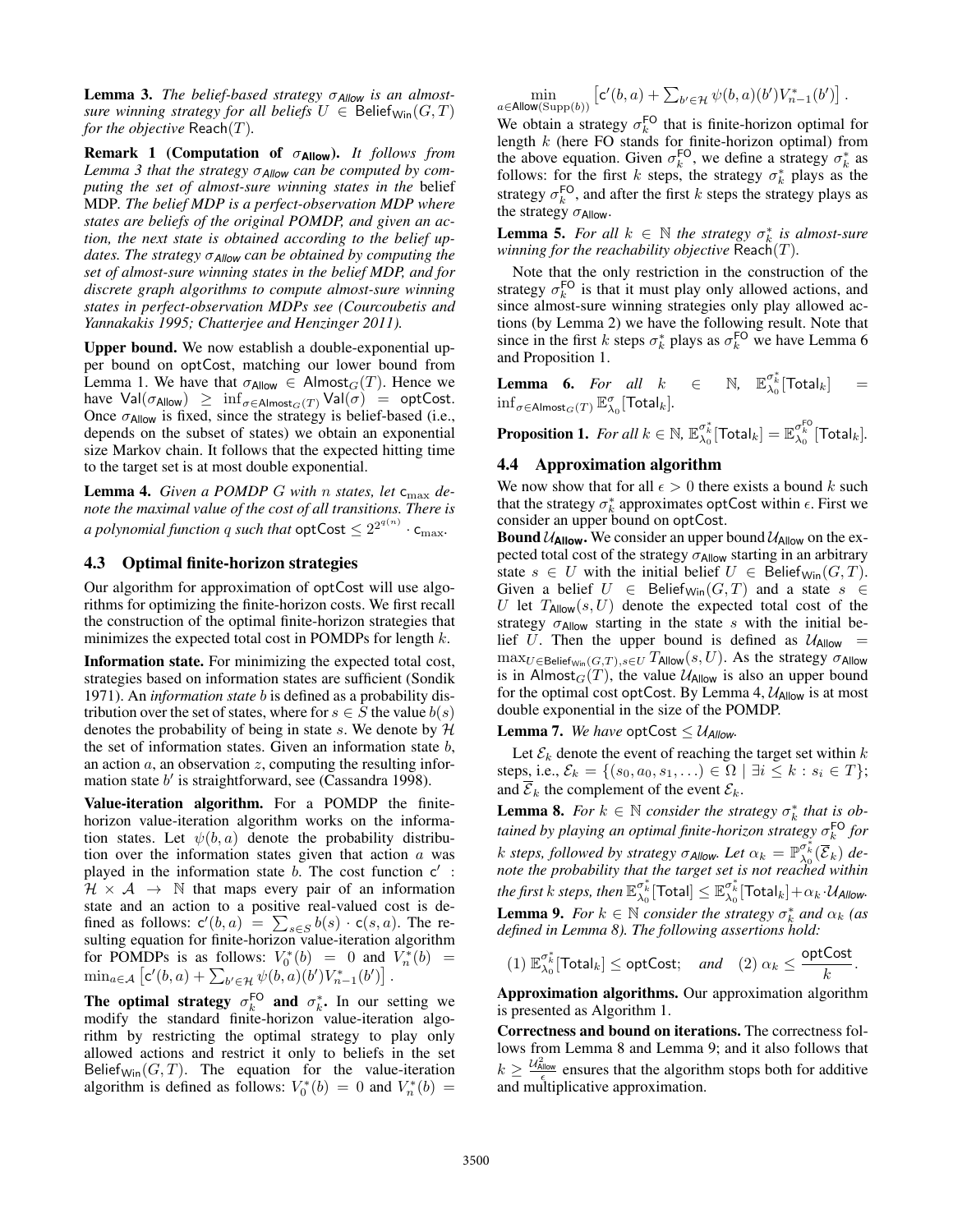**Lemma 3.** *The belief-based strategy $\sigma_{\mathsf{Allow}}$ is an almost-sure winning strategy for all beliefs $U \in \mathsf{Belief}_{\mathsf{Win}}(G,T)$ for the objective $\mathsf{Reach}(T)$.*

**Remark 1 (Computation of $\sigma_{\mathsf{Allow}}$).** *It follows from Lemma 3 that the strategy $\sigma_{\mathsf{Allow}}$ can be computed by computing the set of almost-sure winning states in the* belief MDP. *The belief MDP is a perfect-observation MDP where states are beliefs of the original POMDP, and given an action, the next state is obtained according to the belief updates. The strategy $\sigma_{\mathsf{Allow}}$ can be obtained by computing the set of almost-sure winning states in the belief MDP, and for discrete graph algorithms to compute almost-sure winning states in perfect-observation MDPs see (Courcoubetis and Yannakakis 1995; Chatterjee and Henzinger 2011).*

**Upper bound.** We now establish a double-exponential upper bound on $\mathsf{optCost}$, matching our lower bound from Lemma 1. We have that $\sigma_{\mathsf{Allow}} \in \mathsf{Almost}_G(T)$. Hence we have $\mathsf{Val}(\sigma_{\mathsf{Allow}}) \geq \inf_{\sigma \in \mathsf{Almost}_G(T)} \mathsf{Val}(\sigma) = \mathsf{optCost}$. Once $\sigma_{\mathsf{Allow}}$ is fixed, since the strategy is belief-based (i.e., depends on the subset of states) we obtain an exponential size Markov chain. It follows that the expected hitting time to the target set is at most double exponential.

**Lemma 4.** *Given a POMDP $G$ with $n$ states, let $\mathsf{c}_{\max}$ denote the maximal value of the cost of all transitions. There is a polynomial function $q$ such that $\mathsf{optCost} \leq 2^{2^{q(n)}} \cdot \mathsf{c}_{\max}$.*

### 4.3 Optimal finite-horizon strategies

Our algorithm for approximation of $\mathsf{optCost}$ will use algorithms for optimizing the finite-horizon costs. We first recall the construction of the optimal finite-horizon strategies that minimizes the expected total cost in POMDPs for length $k$.

**Information state.** For minimizing the expected total cost, strategies based on information states are sufficient (Sondik 1971). An *information state* $b$ is defined as a probability distribution over the set of states, where for $s \in S$ the value $b(s)$ denotes the probability of being in state $s$. We denote by $\mathcal{H}$ the set of information states. Given an information state $b$, an action $a$, an observation $z$, computing the resulting information state $b'$ is straightforward, see (Cassandra 1998).

**Value-iteration algorithm.** For a POMDP the finite-horizon value-iteration algorithm works on the information states. Let $\psi(b,a)$ denote the probability distribution over the information states given that action $a$ was played in the information state $b$. The cost function $\mathsf{c}' : \mathcal{H} \times \mathcal{A} \to \mathbb{N}$ that maps every pair of an information state and an action to a positive real-valued cost is defined as follows: $\mathsf{c}'(b,a) = \sum_{s \in S} b(s) \cdot \mathsf{c}(s,a)$. The resulting equation for finite-horizon value-iteration algorithm for POMDPs is as follows: $V_0^*(b) = 0$ and $V_n^*(b) = \min_{a \in \mathcal{A}} \left[\mathsf{c}'(b,a) + \sum_{b' \in \mathcal{H}} \psi(b,a)(b') V_{n-1}^*(b')\right]$.

**The optimal strategy $\sigma_k^{\mathsf{FO}}$ and $\sigma_k^*$.** In our setting we modify the standard finite-horizon value-iteration algorithm by restricting the optimal strategy to play only allowed actions and restrict it only to beliefs in the set $\mathsf{Belief}_{\mathsf{Win}}(G,T)$. The equation for the value-iteration algorithm is defined as follows: $V_0^*(b) = 0$ and $V_n^*(b) = \min_{a \in \mathsf{Allow}(\mathrm{Supp}(b))} \left[\mathsf{c}'(b,a) + \sum_{b' \in \mathcal{H}} \psi(b,a)(b') V_{n-1}^*(b')\right]$.

We obtain a strategy $\sigma_k^{\mathsf{FO}}$ that is finite-horizon optimal for length $k$ (here FO stands for finite-horizon optimal) from the above equation. Given $\sigma_k^{\mathsf{FO}}$, we define a strategy $\sigma_k^*$ as follows: for the first $k$ steps, the strategy $\sigma_k^*$ plays as the strategy $\sigma_k^{\mathsf{FO}}$, and after the first $k$ steps the strategy plays as the strategy $\sigma_{\mathsf{Allow}}$.

**Lemma 5.** *For all $k \in \mathbb{N}$ the strategy $\sigma_k^*$ is almost-sure winning for the reachability objective $\mathsf{Reach}(T)$.*

Note that the only restriction in the construction of the strategy $\sigma_k^{\mathsf{FO}}$ is that it must play only allowed actions, and since almost-sure winning strategies only play allowed actions (by Lemma 2) we have the following result. Note that since in the first $k$ steps $\sigma_k^*$ plays as $\sigma_k^{\mathsf{FO}}$ we have Lemma 6 and Proposition 1.

**Lemma 6.** *For all $k \in \mathbb{N}$, $\mathbb{E}_{\lambda_0}^{\sigma_k^*}[\mathsf{Total}_k] = \inf_{\sigma \in \mathsf{Almost}_G(T)} \mathbb{E}_{\lambda_0}^{\sigma}[\mathsf{Total}_k]$.*

**Proposition 1.** *For all $k \in \mathbb{N}$, $\mathbb{E}_{\lambda_0}^{\sigma_k^*}[\mathsf{Total}_k] = \mathbb{E}_{\lambda_0}^{\sigma_k^{\mathsf{FO}}}[\mathsf{Total}_k]$.*

### 4.4 Approximation algorithm

We now show that for all $\epsilon > 0$ there exists a bound $k$ such that the strategy $\sigma_k^*$ approximates $\mathsf{optCost}$ within $\epsilon$. First we consider an upper bound on $\mathsf{optCost}$.

**Bound $\mathcal{U}_{\mathsf{Allow}}$.** We consider an upper bound $\mathcal{U}_{\mathsf{Allow}}$ on the expected total cost of the strategy $\sigma_{\mathsf{Allow}}$ starting in an arbitrary state $s \in U$ with the initial belief $U \in \mathsf{Belief}_{\mathsf{Win}}(G,T)$. Given a belief $U \in \mathsf{Belief}_{\mathsf{Win}}(G,T)$ and a state $s \in U$ let $T_{\mathsf{Allow}}(s,U)$ denote the expected total cost of the strategy $\sigma_{\mathsf{Allow}}$ starting in the state $s$ with the initial belief $U$. Then the upper bound is defined as $\mathcal{U}_{\mathsf{Allow}} = \max_{U \in \mathsf{Belief}_{\mathsf{Win}}(G,T), s \in U} T_{\mathsf{Allow}}(s,U)$. As the strategy $\sigma_{\mathsf{Allow}}$ is in $\mathsf{Almost}_G(T)$, the value $\mathcal{U}_{\mathsf{Allow}}$ is also an upper bound for the optimal cost $\mathsf{optCost}$. By Lemma 4, $\mathcal{U}_{\mathsf{Allow}}$ is at most double exponential in the size of the POMDP.

**Lemma 7.** *We have $\mathsf{optCost} \leq \mathcal{U}_{\mathsf{Allow}}$.*

Let $\mathcal{E}_k$ denote the event of reaching the target set within $k$ steps, i.e., $\mathcal{E}_k = \{(s_0, a_0, s_1, \ldots) \in \Omega \mid \exists i \leq k : s_i \in T\}$; and $\overline{\mathcal{E}}_k$ the complement of the event $\mathcal{E}_k$.

**Lemma 8.** *For $k \in \mathbb{N}$ consider the strategy $\sigma_k^*$ that is obtained by playing an optimal finite-horizon strategy $\sigma_k^{\mathsf{FO}}$ for $k$ steps, followed by strategy $\sigma_{\mathsf{Allow}}$. Let $\alpha_k = \mathbb{P}_{\lambda_0}^{\sigma_k^*}(\overline{\mathcal{E}}_k)$ denote the probability that the target set is not reached within the first $k$ steps, then $\mathbb{E}_{\lambda_0}^{\sigma_k^*}[\mathsf{Total}] \leq \mathbb{E}_{\lambda_0}^{\sigma_k^*}[\mathsf{Total}_k] + \alpha_k \cdot \mathcal{U}_{\mathsf{Allow}}$.*

**Lemma 9.** *For $k \in \mathbb{N}$ consider the strategy $\sigma_k^*$ and $\alpha_k$ (as defined in Lemma 8). The following assertions hold:*

$$(1)\ \mathbb{E}_{\lambda_0}^{\sigma_k^*}[\mathsf{Total}_k] \leq \mathsf{optCost}; \quad \textit{and} \quad (2)\ \alpha_k \leq \frac{\mathsf{optCost}}{k}.$$

**Approximation algorithms.** Our approximation algorithm is presented as Algorithm 1.

**Correctness and bound on iterations.** The correctness follows from Lemma 8 and Lemma 9; and it also follows that $k \geq \frac{\mathcal{U}_{\mathsf{Allow}}^2}{\epsilon}$ ensures that the algorithm stops both for additive and multiplicative approximation.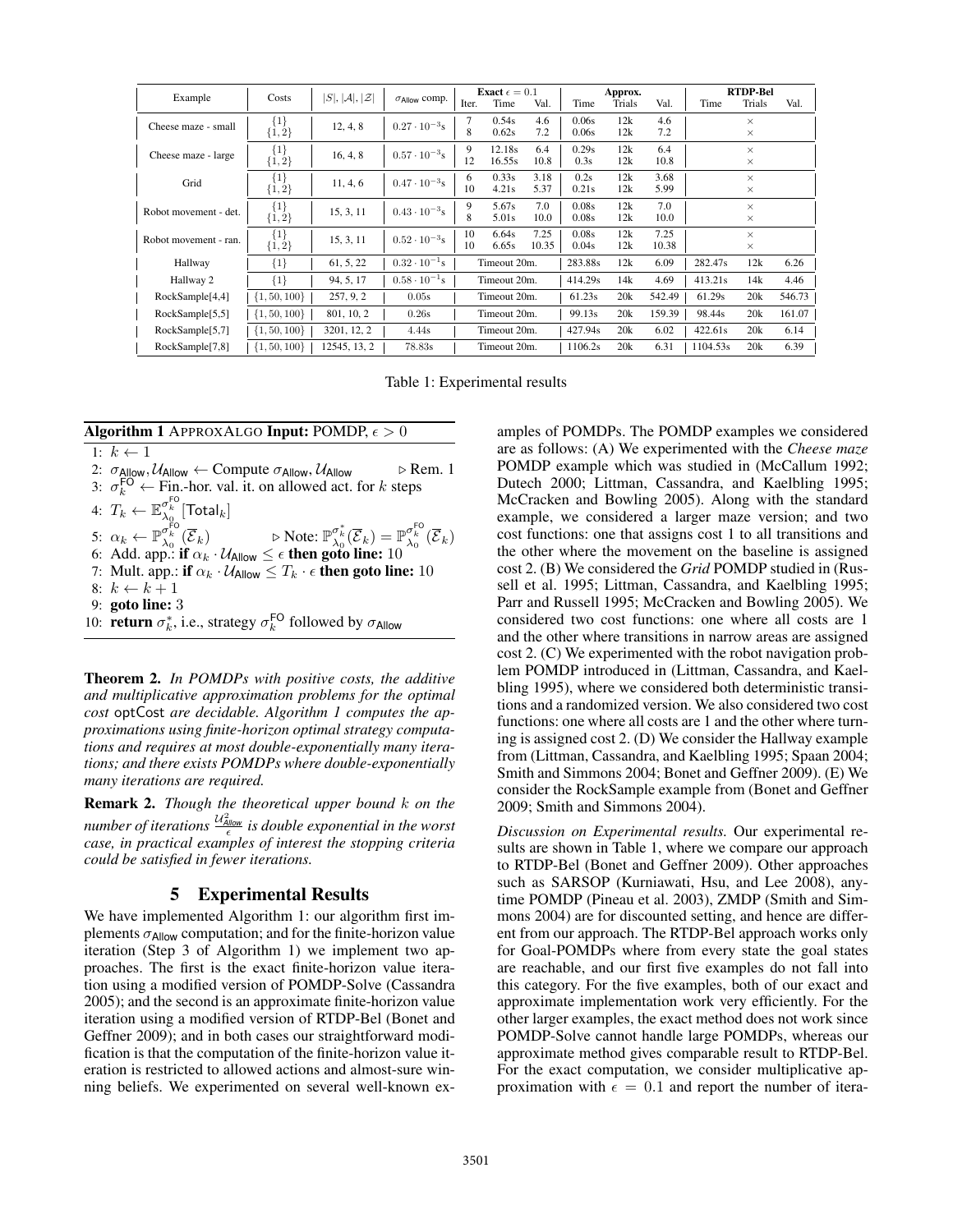| Example | Costs | $\|S\|, \|\mathcal{A}\|, \|\mathcal{Z}\|$ | $\sigma_{\mathsf{Allow}}$ comp. | Exact $\epsilon = 0.1$ | | | Approx. | | | RTDP-Bel | | |
|---|---|---|---|---|---|---|---|---|---|---|---|---|
| | | | | Iter. | Time | Val. | Time | Trials | Val. | Time | Trials | Val. |
| Cheese maze - small | $\{1\}$ | 12, 4, 8 | $0.27 \cdot 10^{-3}$s | 7 | 0.54s | 4.6 | 0.06s | 12k | 4.6 | | $\times$ | |
| | $\{1, 2\}$ | | | 8 | 0.62s | 7.2 | 0.06s | 12k | 7.2 | | $\times$ | |
| Cheese maze - large | $\{1\}$ | 16, 4, 8 | $0.57 \cdot 10^{-3}$s | 9 | 12.18s | 6.4 | 0.29s | 12k | 6.4 | | $\times$ | |
| | $\{1, 2\}$ | | | 12 | 16.55s | 10.8 | 0.3s | 12k | 10.8 | | $\times$ | |
| Grid | $\{1\}$ | 11, 4, 6 | $0.47 \cdot 10^{-3}$s | 6 | 0.33s | 3.18 | 0.2s | 12k | 3.68 | | $\times$ | |
| | $\{1, 2\}$ | | | 10 | 4.21s | 5.37 | 0.21s | 12k | 5.99 | | $\times$ | |
| Robot movement - det. | $\{1\}$ | 15, 3, 11 | $0.43 \cdot 10^{-3}$s | 9 | 5.67s | 7.0 | 0.08s | 12k | 7.0 | | $\times$ | |
| | $\{1, 2\}$ | | | 8 | 5.01s | 10.0 | 0.08s | 12k | 10.0 | | $\times$ | |
| Robot movement - ran. | $\{1\}$ | 15, 3, 11 | $0.52 \cdot 10^{-3}$s | 10 | 6.64s | 7.25 | 0.08s | 12k | 7.25 | | $\times$ | |
| | $\{1, 2\}$ | | | 10 | 6.65s | 10.35 | 0.04s | 12k | 10.38 | | $\times$ | |
| Hallway | $\{1\}$ | 61, 5, 22 | $0.32 \cdot 10^{-1}$s | Timeout 20m. | | | 283.88s | 12k | 6.09 | 282.47s | 12k | 6.26 |
| Hallway 2 | $\{1\}$ | 94, 5, 17 | $0.58 \cdot 10^{-1}$s | Timeout 20m. | | | 414.29s | 14k | 4.69 | 413.21s | 14k | 4.46 |
| RockSample[4,4] | $\{1, 50, 100\}$ | 257, 9, 2 | 0.05s | Timeout 20m. | | | 61.23s | 20k | 542.49 | 61.29s | 20k | 546.73 |
| RockSample[5,5] | $\{1, 50, 100\}$ | 801, 10, 2 | 0.26s | Timeout 20m. | | | 99.13s | 20k | 159.39 | 98.44s | 20k | 161.07 |
| RockSample[5,7] | $\{1, 50, 100\}$ | 3201, 12, 2 | 4.44s | Timeout 20m. | | | 427.94s | 20k | 6.02 | 422.61s | 20k | 6.14 |
| RockSample[7,8] | $\{1, 50, 100\}$ | 12545, 13, 2 | 78.83s | Timeout 20m. | | | 1106.2s | 20k | 6.31 | 1104.53s | 20k | 6.39 |

Table 1: Experimental results

**Algorithm 1** APPROXALGO **Input:** POMDP, $\epsilon > 0$

1: $k \leftarrow 1$
2: $\sigma_{\mathsf{Allow}}, \mathcal{U}_{\mathsf{Allow}} \leftarrow$ Compute $\sigma_{\mathsf{Allow}}, \mathcal{U}_{\mathsf{Allow}}$ $\quad\triangleright$ Rem. 1
3: $\sigma_k^{\mathsf{FO}} \leftarrow$ Fin.-hor. val. it. on allowed act. for $k$ steps
4: $T_k \leftarrow \mathbb{E}_{\lambda_0}^{\sigma_k^{\mathsf{FO}}}[\mathsf{Total}_k]$
5: $\alpha_k \leftarrow \mathbb{P}_{\lambda_0}^{\sigma_k^{\mathsf{FO}}}(\overline{\mathcal{E}}_k)$ $\quad\triangleright$ Note: $\mathbb{P}_{\lambda_0}^{\sigma_k^*}(\overline{\mathcal{E}}_k) = \mathbb{P}_{\lambda_0}^{\sigma_k^{\mathsf{FO}}}(\overline{\mathcal{E}}_k)$
6: Add. app.: **if** $\alpha_k \cdot \mathcal{U}_{\mathsf{Allow}} \leq \epsilon$ **then goto line:** 10
7: Mult. app.: **if** $\alpha_k \cdot \mathcal{U}_{\mathsf{Allow}} \leq T_k \cdot \epsilon$ **then goto line:** 10
8: $k \leftarrow k + 1$
9: **goto line:** 3
10: **return** $\sigma_k^*$, i.e., strategy $\sigma_k^{\mathsf{FO}}$ followed by $\sigma_{\mathsf{Allow}}$

**Theorem 2.** *In POMDPs with positive costs, the additive and multiplicative approximation problems for the optimal cost* optCost *are decidable. Algorithm 1 computes the approximations using finite-horizon optimal strategy computations and requires at most double-exponentially many iterations; and there exists POMDPs where double-exponentially many iterations are required.*

**Remark 2.** *Though the theoretical upper bound $k$ on the number of iterations $\frac{\mathcal{U}_{\mathsf{Allow}}^2}{\epsilon}$ is double exponential in the worst case, in practical examples of interest the stopping criteria could be satisfied in fewer iterations.*

## 5 Experimental Results

We have implemented Algorithm 1: our algorithm first implements $\sigma_{\mathsf{Allow}}$ computation; and for the finite-horizon value iteration (Step 3 of Algorithm 1) we implement two approaches. The first is the exact finite-horizon value iteration using a modified version of POMDP-Solve (Cassandra 2005); and the second is an approximate finite-horizon value iteration using a modified version of RTDP-Bel (Bonet and Geffner 2009); and in both cases our straightforward modification is that the computation of the finite-horizon value iteration is restricted to allowed actions and almost-sure winning beliefs. We experimented on several well-known examples of POMDPs. The POMDP examples we considered are as follows: (A) We experimented with the *Cheese maze* POMDP example which was studied in (McCallum 1992; Dutech 2000; Littman, Cassandra, and Kaelbling 1995; McCracken and Bowling 2005). Along with the standard example, we considered a larger maze version; and two cost functions: one that assigns cost 1 to all transitions and the other where the movement on the baseline is assigned cost 2. (B) We considered the *Grid* POMDP studied in (Russell et al. 1995; Littman, Cassandra, and Kaelbling 1995; Parr and Russell 1995; McCracken and Bowling 2005). We considered two cost functions: one where all costs are 1 and the other where transitions in narrow areas are assigned cost 2. (C) We experimented with the robot navigation problem POMDP introduced in (Littman, Cassandra, and Kaelbling 1995), where we considered both deterministic transitions and a randomized version. We also considered two cost functions: one where all costs are 1 and the other where turning is assigned cost 2. (D) We consider the Hallway example from (Littman, Cassandra, and Kaelbling 1995; Spaan 2004; Smith and Simmons 2004; Bonet and Geffner 2009). (E) We consider the RockSample example from (Bonet and Geffner 2009; Smith and Simmons 2004).

*Discussion on Experimental results.* Our experimental results are shown in Table 1, where we compare our approach to RTDP-Bel (Bonet and Geffner 2009). Other approaches such as SARSOP (Kurniawati, Hsu, and Lee 2008), anytime POMDP (Pineau et al. 2003), ZMDP (Smith and Simmons 2004) are for discounted setting, and hence are different from our approach. The RTDP-Bel approach works only for Goal-POMDPs where from every state the goal states are reachable, and our first five examples do not fall into this category. For the five examples, both of our exact and approximate implementation work very efficiently. For the other larger examples, the exact method does not work since POMDP-Solve cannot handle large POMDPs, whereas our approximate method gives comparable result to RTDP-Bel. For the exact computation, we consider multiplicative approximation with $\epsilon = 0.1$ and report the number of itera-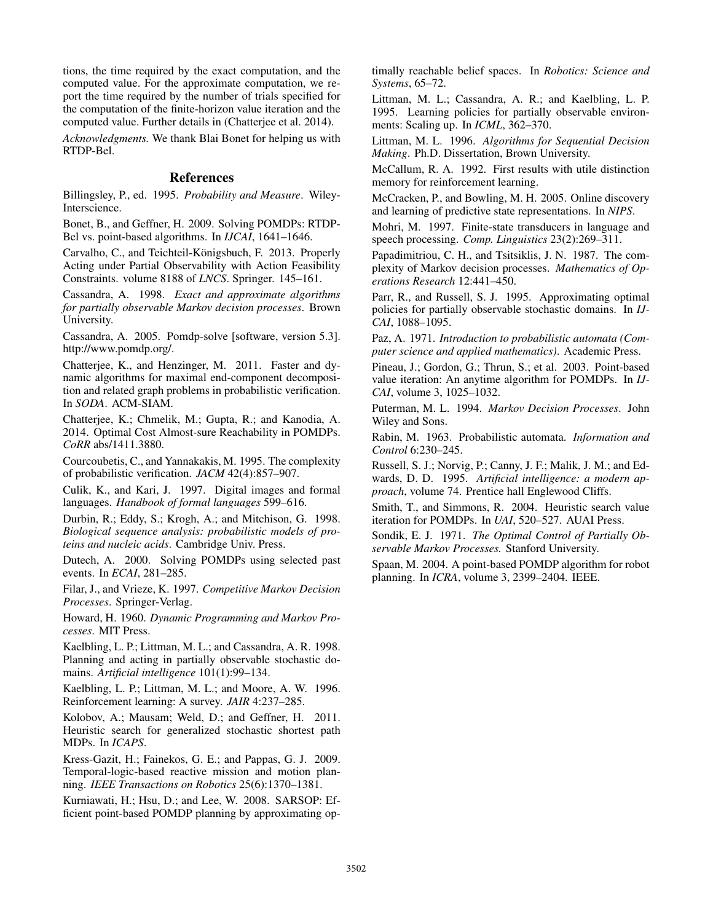tions, the time required by the exact computation, and the computed value. For the approximate computation, we report the time required by the number of trials specified for the computation of the finite-horizon value iteration and the computed value. Further details in (Chatterjee et al. 2014).

*Acknowledgments.* We thank Blai Bonet for helping us with RTDP-Bel.

## References

Billingsley, P., ed. 1995. *Probability and Measure*. Wiley-Interscience.

Bonet, B., and Geffner, H. 2009. Solving POMDPs: RTDP-Bel vs. point-based algorithms. In *IJCAI*, 1641–1646.

Carvalho, C., and Teichteil-Königsbuch, F. 2013. Properly Acting under Partial Observability with Action Feasibility Constraints. volume 8188 of *LNCS*. Springer. 145–161.

Cassandra, A. 1998. *Exact and approximate algorithms for partially observable Markov decision processes*. Brown University.

Cassandra, A. 2005. Pomdp-solve [software, version 5.3]. http://www.pomdp.org/.

Chatterjee, K., and Henzinger, M. 2011. Faster and dynamic algorithms for maximal end-component decomposition and related graph problems in probabilistic verification. In *SODA*. ACM-SIAM.

Chatterjee, K.; Chmelik, M.; Gupta, R.; and Kanodia, A. 2014. Optimal Cost Almost-sure Reachability in POMDPs. *CoRR* abs/1411.3880.

Courcoubetis, C., and Yannakakis, M. 1995. The complexity of probabilistic verification. *JACM* 42(4):857–907.

Culik, K., and Kari, J. 1997. Digital images and formal languages. *Handbook of formal languages* 599–616.

Durbin, R.; Eddy, S.; Krogh, A.; and Mitchison, G. 1998. *Biological sequence analysis: probabilistic models of proteins and nucleic acids*. Cambridge Univ. Press.

Dutech, A. 2000. Solving POMDPs using selected past events. In *ECAI*, 281–285.

Filar, J., and Vrieze, K. 1997. *Competitive Markov Decision Processes*. Springer-Verlag.

Howard, H. 1960. *Dynamic Programming and Markov Processes*. MIT Press.

Kaelbling, L. P.; Littman, M. L.; and Cassandra, A. R. 1998. Planning and acting in partially observable stochastic domains. *Artificial intelligence* 101(1):99–134.

Kaelbling, L. P.; Littman, M. L.; and Moore, A. W. 1996. Reinforcement learning: A survey. *JAIR* 4:237–285.

Kolobov, A.; Mausam; Weld, D.; and Geffner, H. 2011. Heuristic search for generalized stochastic shortest path MDPs. In *ICAPS*.

Kress-Gazit, H.; Fainekos, G. E.; and Pappas, G. J. 2009. Temporal-logic-based reactive mission and motion planning. *IEEE Transactions on Robotics* 25(6):1370–1381.

Kurniawati, H.; Hsu, D.; and Lee, W. 2008. SARSOP: Efficient point-based POMDP planning by approximating optimally reachable belief spaces. In *Robotics: Science and Systems*, 65–72.

Littman, M. L.; Cassandra, A. R.; and Kaelbling, L. P. 1995. Learning policies for partially observable environments: Scaling up. In *ICML*, 362–370.

Littman, M. L. 1996. *Algorithms for Sequential Decision Making*. Ph.D. Dissertation, Brown University.

McCallum, R. A. 1992. First results with utile distinction memory for reinforcement learning.

McCracken, P., and Bowling, M. H. 2005. Online discovery and learning of predictive state representations. In *NIPS*.

Mohri, M. 1997. Finite-state transducers in language and speech processing. *Comp. Linguistics* 23(2):269–311.

Papadimitriou, C. H., and Tsitsiklis, J. N. 1987. The complexity of Markov decision processes. *Mathematics of Operations Research* 12:441–450.

Parr, R., and Russell, S. J. 1995. Approximating optimal policies for partially observable stochastic domains. In *IJCAI*, 1088–1095.

Paz, A. 1971. *Introduction to probabilistic automata (Computer science and applied mathematics)*. Academic Press.

Pineau, J.; Gordon, G.; Thrun, S.; et al. 2003. Point-based value iteration: An anytime algorithm for POMDPs. In *IJCAI*, volume 3, 1025–1032.

Puterman, M. L. 1994. *Markov Decision Processes*. John Wiley and Sons.

Rabin, M. 1963. Probabilistic automata. *Information and Control* 6:230–245.

Russell, S. J.; Norvig, P.; Canny, J. F.; Malik, J. M.; and Edwards, D. D. 1995. *Artificial intelligence: a modern approach*, volume 74. Prentice hall Englewood Cliffs.

Smith, T., and Simmons, R. 2004. Heuristic search value iteration for POMDPs. In *UAI*, 520–527. AUAI Press.

Sondik, E. J. 1971. *The Optimal Control of Partially Observable Markov Processes.* Stanford University.

Spaan, M. 2004. A point-based POMDP algorithm for robot planning. In *ICRA*, volume 3, 2399–2404. IEEE.